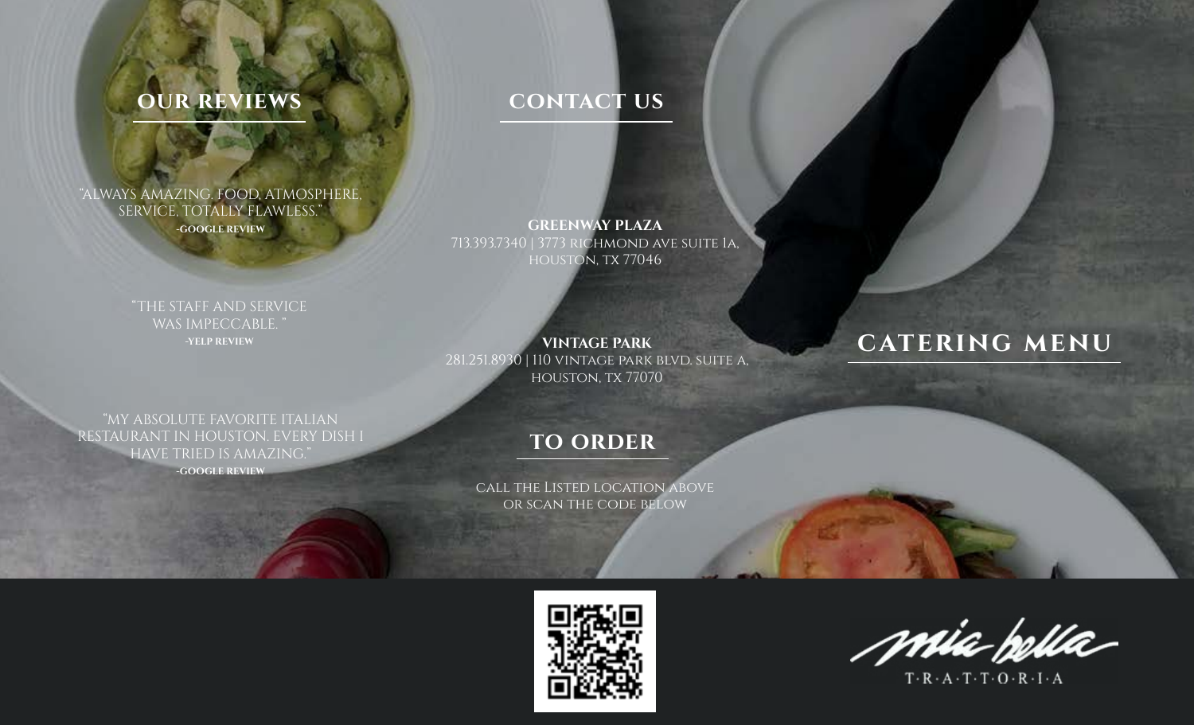## OUR REVIEWS

"ALWAYS AMAZING. FOOD, ATMOSPHERE, SERVICE, TOTALLY FLAWLESS."
**-GOOGLE REVIEW**

"THE STAFF AND SERVICE WAS IMPECCABLE. "
**-YELP REVIEW**

"MY ABSOLUTE FAVORITE ITALIAN RESTAURANT IN HOUSTON. EVERY DISH I HAVE TRIED IS AMAZING."
**-GOOGLE REVIEW**

## CONTACT US

**GREENWAY PLAZA**
713.393.7340 | 3773 RICHMOND AVE SUITE 1A, HOUSTON, TX 77046

**VINTAGE PARK**
281.251.8930 | 110 VINTAGE PARK BLVD. SUITE A, HOUSTON, TX 77070

## TO ORDER

CALL THE LISTED LOCATION ABOVE OR SCAN THE CODE BELOW

# CATERING MENU

mia bella
T·R·A·T·T·O·R·I·A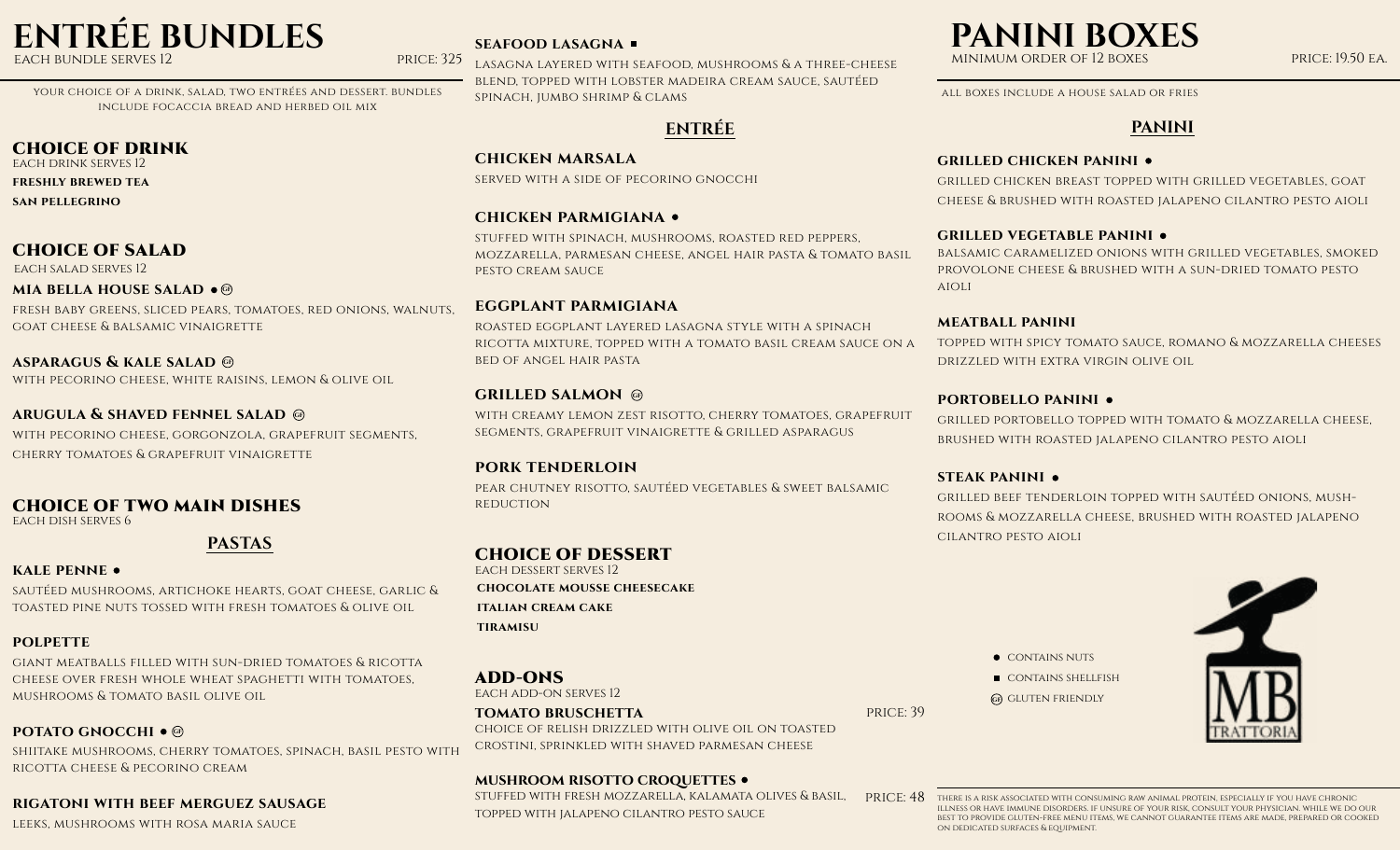# ENTRÉE BUNDLES

EACH BUNDLE SERVES 12 — PRICE: 325

YOUR CHOICE OF A DRINK, SALAD, TWO ENTRÉES AND DESSERT. BUNDLES INCLUDE FOCACCIA BREAD AND HERBED OIL MIX

## CHOICE OF DRINK

EACH DRINK SERVES 12

**FRESHLY BREWED TEA**

**SAN PELLEGRINO**

## CHOICE OF SALAD

EACH SALAD SERVES 12

**MIA BELLA HOUSE SALAD** ● GF

FRESH BABY GREENS, SLICED PEARS, TOMATOES, RED ONIONS, WALNUTS, GOAT CHEESE & BALSAMIC VINAIGRETTE

**ASPARAGUS & KALE SALAD** GF

WITH PECORINO CHEESE, WHITE RAISINS, LEMON & OLIVE OIL

**ARUGULA & SHAVED FENNEL SALAD** GF

WITH PECORINO CHEESE, GORGONZOLA, GRAPEFRUIT SEGMENTS, CHERRY TOMATOES & GRAPEFRUIT VINAIGRETTE

## CHOICE OF TWO MAIN DISHES

EACH DISH SERVES 6

### PASTAS

**KALE PENNE** ●

SAUTÉED MUSHROOMS, ARTICHOKE HEARTS, GOAT CHEESE, GARLIC & TOASTED PINE NUTS TOSSED WITH FRESH TOMATOES & OLIVE OIL

**POLPETTE**

GIANT MEATBALLS FILLED WITH SUN-DRIED TOMATOES & RICOTTA CHEESE OVER FRESH WHOLE WHEAT SPAGHETTI WITH TOMATOES, MUSHROOMS & TOMATO BASIL OLIVE OIL

**POTATO GNOCCHI** ● GF

SHIITAKE MUSHROOMS, CHERRY TOMATOES, SPINACH, BASIL PESTO WITH RICOTTA CHEESE & PECORINO CREAM

**RIGATONI WITH BEEF MERGUEZ SAUSAGE**

LEEKS, MUSHROOMS WITH ROSA MARIA SAUCE

**SEAFOOD LASAGNA** ■

LASAGNA LAYERED WITH SEAFOOD, MUSHROOMS & A THREE-CHEESE BLEND, TOPPED WITH LOBSTER MADEIRA CREAM SAUCE, SAUTÉED SPINACH, JUMBO SHRIMP & CLAMS

### ENTRÉE

**CHICKEN MARSALA**

SERVED WITH A SIDE OF PECORINO GNOCCHI

**CHICKEN PARMIGIANA** ●

STUFFED WITH SPINACH, MUSHROOMS, ROASTED RED PEPPERS, MOZZARELLA, PARMESAN CHEESE, ANGEL HAIR PASTA & TOMATO BASIL PESTO CREAM SAUCE

**EGGPLANT PARMIGIANA**

ROASTED EGGPLANT LAYERED LASAGNA STYLE WITH A SPINACH RICOTTA MIXTURE, TOPPED WITH A TOMATO BASIL CREAM SAUCE ON A BED OF ANGEL HAIR PASTA

**GRILLED SALMON** GF

WITH CREAMY LEMON ZEST RISOTTO, CHERRY TOMATOES, GRAPEFRUIT SEGMENTS, GRAPEFRUIT VINAIGRETTE & GRILLED ASPARAGUS

**PORK TENDERLOIN**

PEAR CHUTNEY RISOTTO, SAUTÉED VEGETABLES & SWEET BALSAMIC REDUCTION

## CHOICE OF DESSERT

EACH DESSERT SERVES 12

**CHOCOLATE MOUSSE CHEESECAKE**

**ITALIAN CREAM CAKE**

**TIRAMISU**

## ADD-ONS

EACH ADD-ON SERVES 12

**TOMATO BRUSCHETTA** — PRICE: 39

CHOICE OF RELISH DRIZZLED WITH OLIVE OIL ON TOASTED CROSTINI, SPRINKLED WITH SHAVED PARMESAN CHEESE

**MUSHROOM RISOTTO CROQUETTES** ● — PRICE: 48

STUFFED WITH FRESH MOZZARELLA, KALAMATA OLIVES & BASIL, TOPPED WITH JALAPENO CILANTRO PESTO SAUCE

# PANINI BOXES

MINIMUM ORDER OF 12 BOXES — PRICE: 19.50 EA.

ALL BOXES INCLUDE A HOUSE SALAD OR FRIES

### PANINI

**GRILLED CHICKEN PANINI** ●

GRILLED CHICKEN BREAST TOPPED WITH GRILLED VEGETABLES, GOAT CHEESE & BRUSHED WITH ROASTED JALAPENO CILANTRO PESTO AIOLI

**GRILLED VEGETABLE PANINI** ●

BALSAMIC CARAMELIZED ONIONS WITH GRILLED VEGETABLES, SMOKED PROVOLONE CHEESE & BRUSHED WITH A SUN-DRIED TOMATO PESTO AIOLI

**MEATBALL PANINI**

TOPPED WITH SPICY TOMATO SAUCE, ROMANO & MOZZARELLA CHEESES DRIZZLED WITH EXTRA VIRGIN OLIVE OIL

**PORTOBELLO PANINI** ●

GRILLED PORTOBELLO TOPPED WITH TOMATO & MOZZARELLA CHEESE, BRUSHED WITH ROASTED JALAPENO CILANTRO PESTO AIOLI

**STEAK PANINI** ●

GRILLED BEEF TENDERLOIN TOPPED WITH SAUTÉED ONIONS, MUSHROOMS & MOZZARELLA CHEESE, BRUSHED WITH ROASTED JALAPENO CILANTRO PESTO AIOLI

● CONTAINS NUTS
■ CONTAINS SHELLFISH
GF GLUTEN FRIENDLY

MB TRATTORIA

THERE IS A RISK ASSOCIATED WITH CONSUMING RAW ANIMAL PROTEIN, ESPECIALLY IF YOU HAVE CHRONIC ILLNESS OR HAVE IMMUNE DISORDERS. IF UNSURE OF YOUR RISK, CONSULT YOUR PHYSICIAN. WHILE WE DO OUR BEST TO PROVIDE GLUTEN-FREE MENU ITEMS, WE CANNOT GUARANTEE ITEMS ARE MADE, PREPARED OR COOKED ON DEDICATED SURFACES & EQUIPMENT.